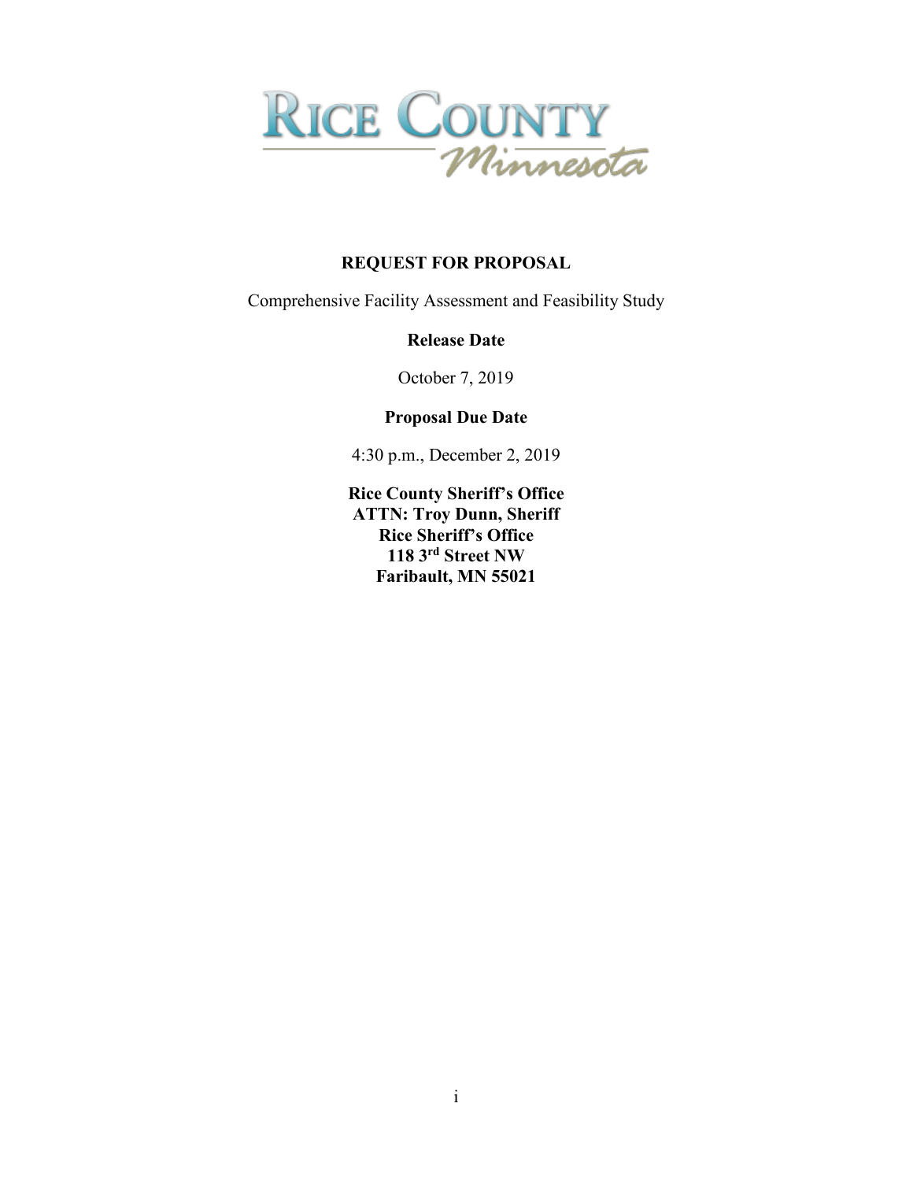RICE COUNTY Minnesota

**REQUEST FOR PROPOSAL**

Comprehensive Facility Assessment and Feasibility Study

**Release Date**

October 7, 2019

**Proposal Due Date**

4:30 p.m., December 2, 2019

**Rice County Sheriff's Office**
**ATTN: Troy Dunn, Sheriff**
**Rice Sheriff's Office**
**118 3rd Street NW**
**Faribault, MN 55021**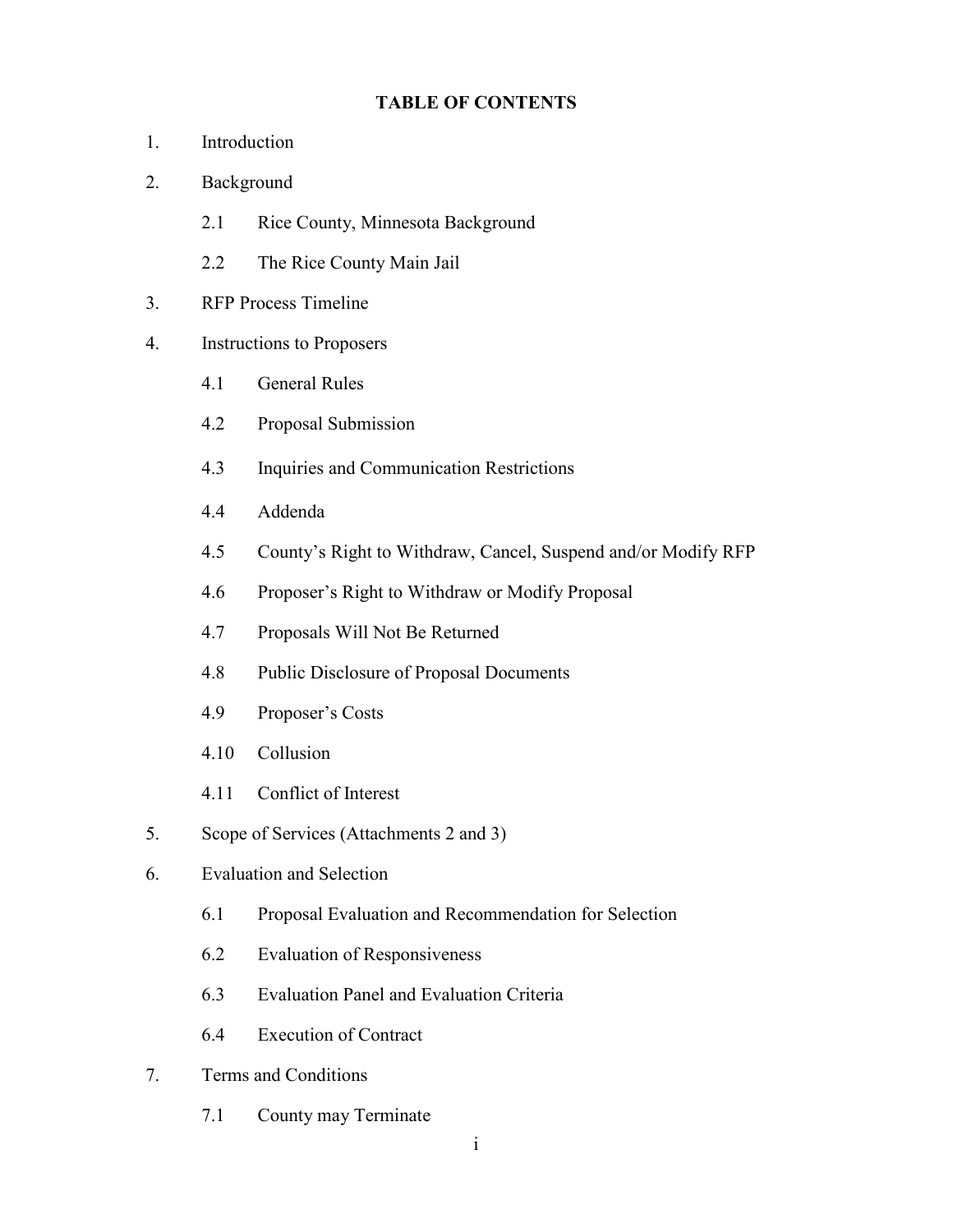**TABLE OF CONTENTS**

1. Introduction
2. Background
   - 2.1 Rice County, Minnesota Background
   - 2.2 The Rice County Main Jail
3. RFP Process Timeline
4. Instructions to Proposers
   - 4.1 General Rules
   - 4.2 Proposal Submission
   - 4.3 Inquiries and Communication Restrictions
   - 4.4 Addenda
   - 4.5 County's Right to Withdraw, Cancel, Suspend and/or Modify RFP
   - 4.6 Proposer's Right to Withdraw or Modify Proposal
   - 4.7 Proposals Will Not Be Returned
   - 4.8 Public Disclosure of Proposal Documents
   - 4.9 Proposer's Costs
   - 4.10 Collusion
   - 4.11 Conflict of Interest
5. Scope of Services (Attachments 2 and 3)
6. Evaluation and Selection
   - 6.1 Proposal Evaluation and Recommendation for Selection
   - 6.2 Evaluation of Responsiveness
   - 6.3 Evaluation Panel and Evaluation Criteria
   - 6.4 Execution of Contract
7. Terms and Conditions
   - 7.1 County may Terminate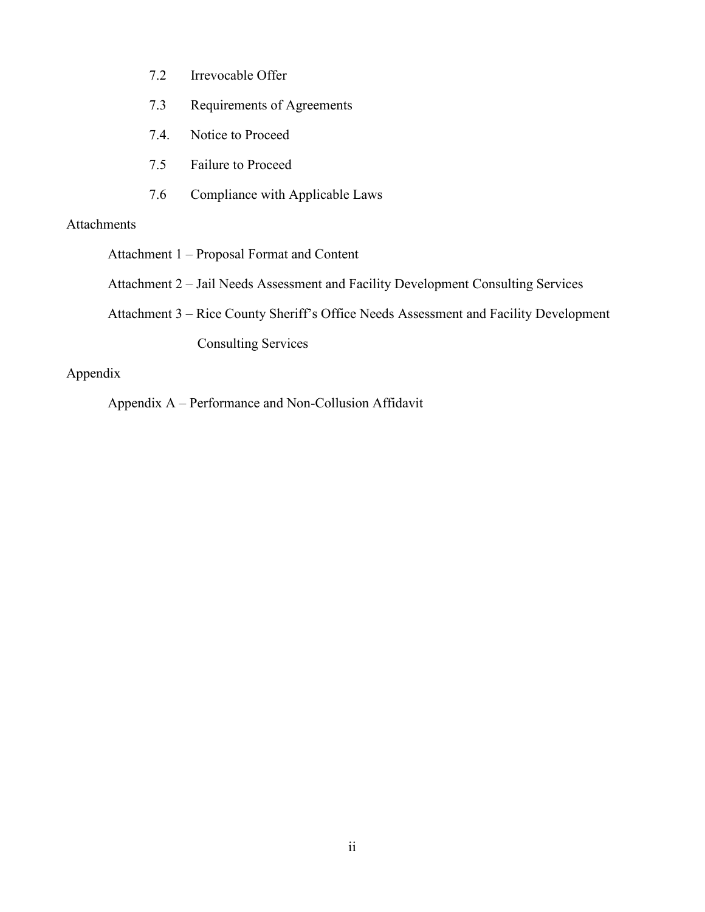7.2 Irrevocable Offer

7.3 Requirements of Agreements

7.4. Notice to Proceed

7.5 Failure to Proceed

7.6 Compliance with Applicable Laws

Attachments

Attachment 1 – Proposal Format and Content

Attachment 2 – Jail Needs Assessment and Facility Development Consulting Services

Attachment 3 – Rice County Sheriff's Office Needs Assessment and Facility Development Consulting Services

Appendix

Appendix A – Performance and Non-Collusion Affidavit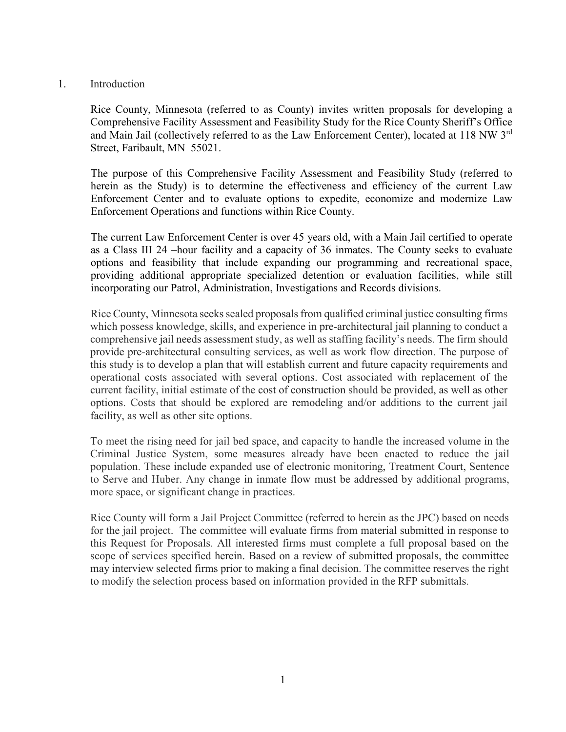## 1. Introduction

Rice County, Minnesota (referred to as County) invites written proposals for developing a Comprehensive Facility Assessment and Feasibility Study for the Rice County Sheriff's Office and Main Jail (collectively referred to as the Law Enforcement Center), located at 118 NW 3rd Street, Faribault, MN 55021.

The purpose of this Comprehensive Facility Assessment and Feasibility Study (referred to herein as the Study) is to determine the effectiveness and efficiency of the current Law Enforcement Center and to evaluate options to expedite, economize and modernize Law Enforcement Operations and functions within Rice County.

The current Law Enforcement Center is over 45 years old, with a Main Jail certified to operate as a Class III 24 –hour facility and a capacity of 36 inmates. The County seeks to evaluate options and feasibility that include expanding our programming and recreational space, providing additional appropriate specialized detention or evaluation facilities, while still incorporating our Patrol, Administration, Investigations and Records divisions.

Rice County, Minnesota seeks sealed proposals from qualified criminal justice consulting firms which possess knowledge, skills, and experience in pre-architectural jail planning to conduct a comprehensive jail needs assessment study, as well as staffing facility's needs. The firm should provide pre-architectural consulting services, as well as work flow direction. The purpose of this study is to develop a plan that will establish current and future capacity requirements and operational costs associated with several options. Cost associated with replacement of the current facility, initial estimate of the cost of construction should be provided, as well as other options. Costs that should be explored are remodeling and/or additions to the current jail facility, as well as other site options.

To meet the rising need for jail bed space, and capacity to handle the increased volume in the Criminal Justice System, some measures already have been enacted to reduce the jail population. These include expanded use of electronic monitoring, Treatment Court, Sentence to Serve and Huber. Any change in inmate flow must be addressed by additional programs, more space, or significant change in practices.

Rice County will form a Jail Project Committee (referred to herein as the JPC) based on needs for the jail project. The committee will evaluate firms from material submitted in response to this Request for Proposals. All interested firms must complete a full proposal based on the scope of services specified herein. Based on a review of submitted proposals, the committee may interview selected firms prior to making a final decision. The committee reserves the right to modify the selection process based on information provided in the RFP submittals.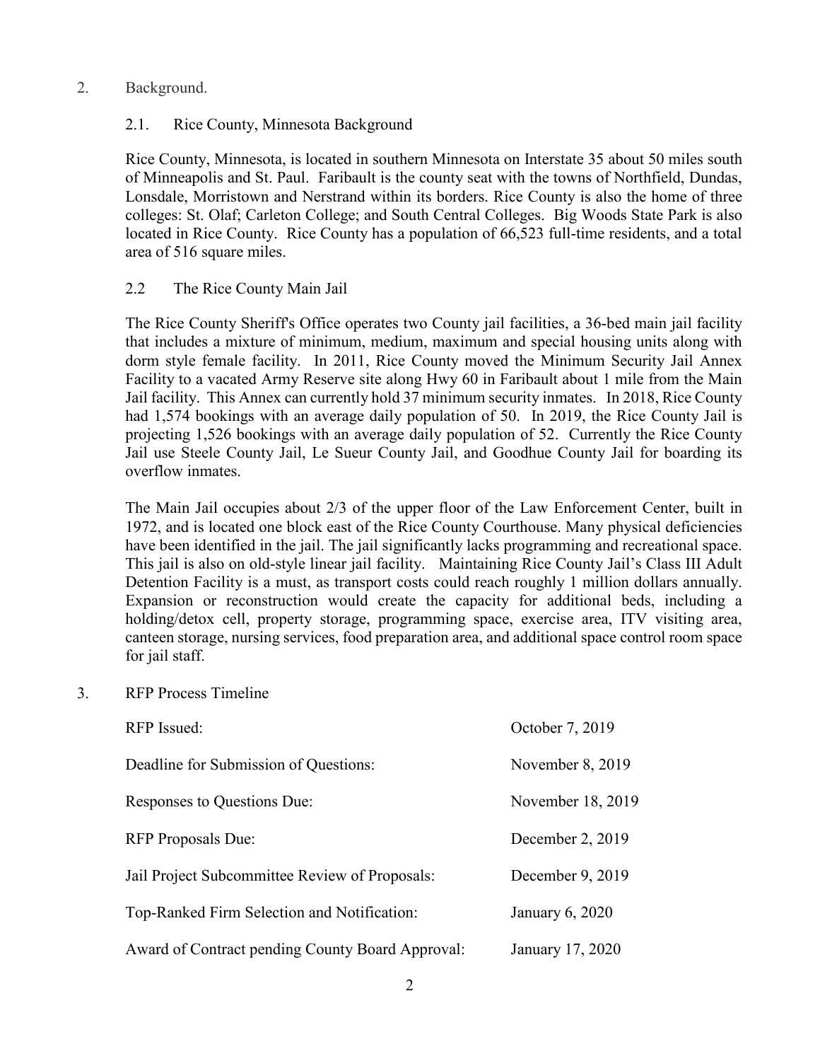## 2. Background.

### 2.1. Rice County, Minnesota Background

Rice County, Minnesota, is located in southern Minnesota on Interstate 35 about 50 miles south of Minneapolis and St. Paul. Faribault is the county seat with the towns of Northfield, Dundas, Lonsdale, Morristown and Nerstrand within its borders. Rice County is also the home of three colleges: St. Olaf; Carleton College; and South Central Colleges. Big Woods State Park is also located in Rice County. Rice County has a population of 66,523 full-time residents, and a total area of 516 square miles.

### 2.2 The Rice County Main Jail

The Rice County Sheriff's Office operates two County jail facilities, a 36-bed main jail facility that includes a mixture of minimum, medium, maximum and special housing units along with dorm style female facility. In 2011, Rice County moved the Minimum Security Jail Annex Facility to a vacated Army Reserve site along Hwy 60 in Faribault about 1 mile from the Main Jail facility. This Annex can currently hold 37 minimum security inmates. In 2018, Rice County had 1,574 bookings with an average daily population of 50. In 2019, the Rice County Jail is projecting 1,526 bookings with an average daily population of 52. Currently the Rice County Jail use Steele County Jail, Le Sueur County Jail, and Goodhue County Jail for boarding its overflow inmates.

The Main Jail occupies about 2/3 of the upper floor of the Law Enforcement Center, built in 1972, and is located one block east of the Rice County Courthouse. Many physical deficiencies have been identified in the jail. The jail significantly lacks programming and recreational space. This jail is also on old-style linear jail facility. Maintaining Rice County Jail's Class III Adult Detention Facility is a must, as transport costs could reach roughly 1 million dollars annually. Expansion or reconstruction would create the capacity for additional beds, including a holding/detox cell, property storage, programming space, exercise area, ITV visiting area, canteen storage, nursing services, food preparation area, and additional space control room space for jail staff.

## 3. RFP Process Timeline

| | |
|---|---|
| RFP Issued: | October 7, 2019 |
| Deadline for Submission of Questions: | November 8, 2019 |
| Responses to Questions Due: | November 18, 2019 |
| RFP Proposals Due: | December 2, 2019 |
| Jail Project Subcommittee Review of Proposals: | December 9, 2019 |
| Top-Ranked Firm Selection and Notification: | January 6, 2020 |
| Award of Contract pending County Board Approval: | January 17, 2020 |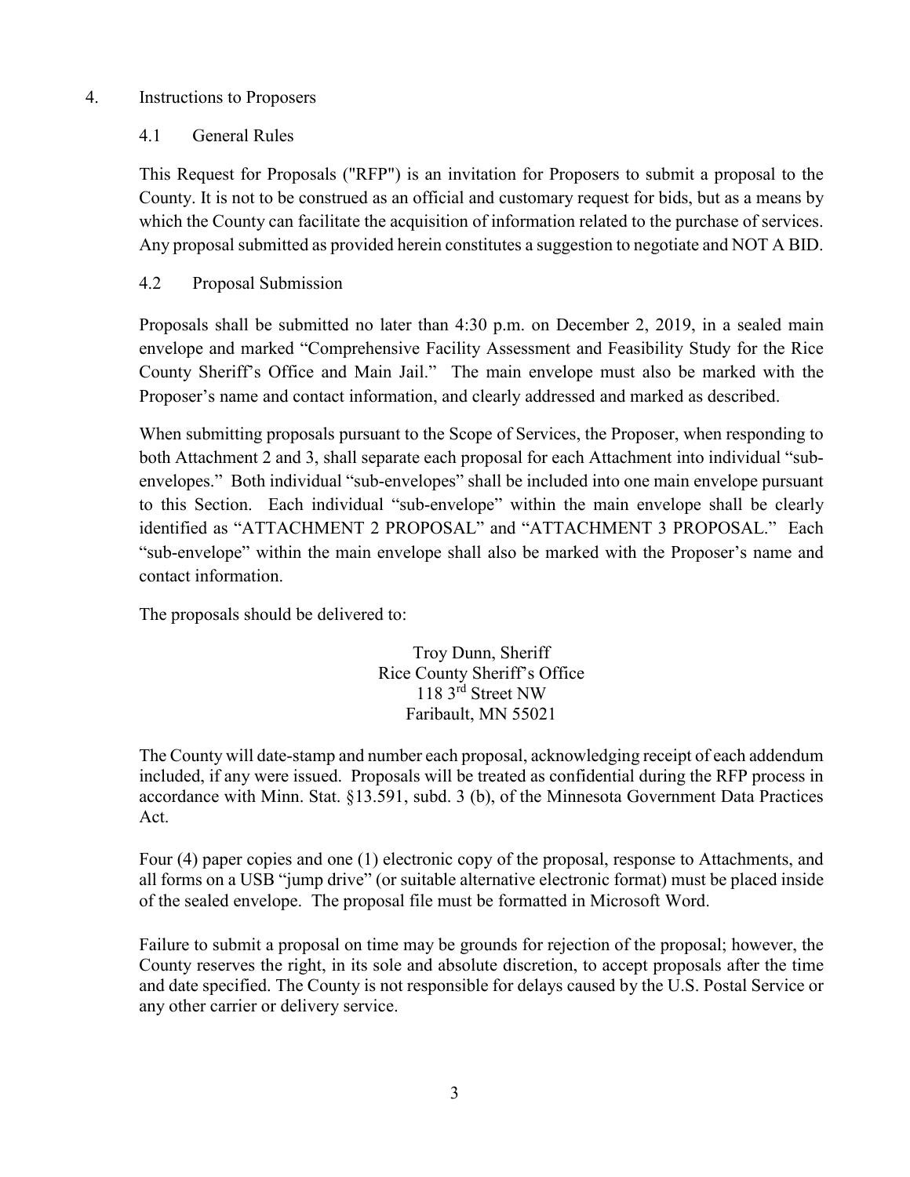## 4. Instructions to Proposers

### 4.1 General Rules

This Request for Proposals ("RFP") is an invitation for Proposers to submit a proposal to the County. It is not to be construed as an official and customary request for bids, but as a means by which the County can facilitate the acquisition of information related to the purchase of services. Any proposal submitted as provided herein constitutes a suggestion to negotiate and NOT A BID.

### 4.2 Proposal Submission

Proposals shall be submitted no later than 4:30 p.m. on December 2, 2019, in a sealed main envelope and marked "Comprehensive Facility Assessment and Feasibility Study for the Rice County Sheriff's Office and Main Jail." The main envelope must also be marked with the Proposer's name and contact information, and clearly addressed and marked as described.

When submitting proposals pursuant to the Scope of Services, the Proposer, when responding to both Attachment 2 and 3, shall separate each proposal for each Attachment into individual "sub-envelopes." Both individual "sub-envelopes" shall be included into one main envelope pursuant to this Section. Each individual "sub-envelope" within the main envelope shall be clearly identified as "ATTACHMENT 2 PROPOSAL" and "ATTACHMENT 3 PROPOSAL." Each "sub-envelope" within the main envelope shall also be marked with the Proposer's name and contact information.

The proposals should be delivered to:

Troy Dunn, Sheriff
Rice County Sheriff's Office
118 3rd Street NW
Faribault, MN 55021

The County will date-stamp and number each proposal, acknowledging receipt of each addendum included, if any were issued. Proposals will be treated as confidential during the RFP process in accordance with Minn. Stat. §13.591, subd. 3 (b), of the Minnesota Government Data Practices Act.

Four (4) paper copies and one (1) electronic copy of the proposal, response to Attachments, and all forms on a USB "jump drive" (or suitable alternative electronic format) must be placed inside of the sealed envelope. The proposal file must be formatted in Microsoft Word.

Failure to submit a proposal on time may be grounds for rejection of the proposal; however, the County reserves the right, in its sole and absolute discretion, to accept proposals after the time and date specified. The County is not responsible for delays caused by the U.S. Postal Service or any other carrier or delivery service.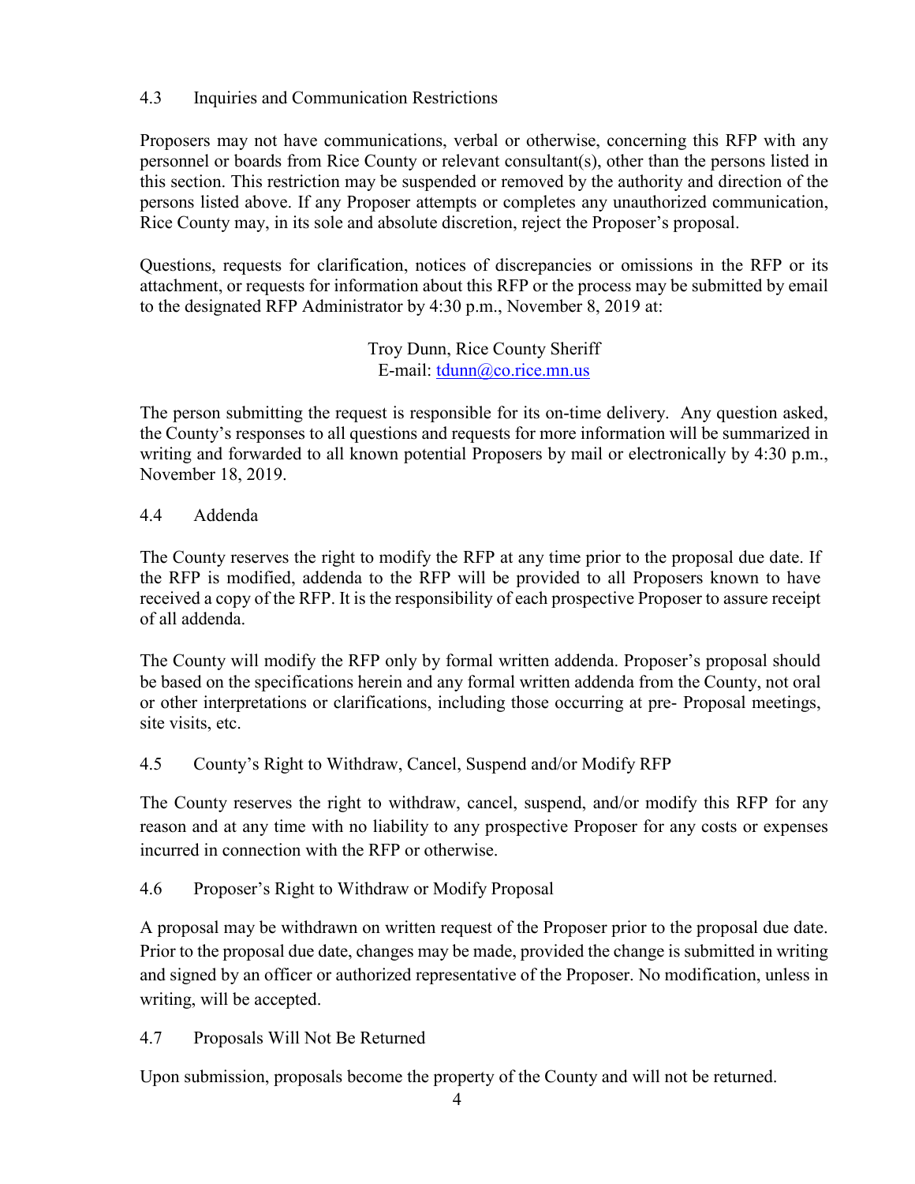### 4.3 Inquiries and Communication Restrictions

Proposers may not have communications, verbal or otherwise, concerning this RFP with any personnel or boards from Rice County or relevant consultant(s), other than the persons listed in this section. This restriction may be suspended or removed by the authority and direction of the persons listed above. If any Proposer attempts or completes any unauthorized communication, Rice County may, in its sole and absolute discretion, reject the Proposer's proposal.

Questions, requests for clarification, notices of discrepancies or omissions in the RFP or its attachment, or requests for information about this RFP or the process may be submitted by email to the designated RFP Administrator by 4:30 p.m., November 8, 2019 at:

Troy Dunn, Rice County Sheriff
E-mail: tdunn@co.rice.mn.us

The person submitting the request is responsible for its on-time delivery. Any question asked, the County's responses to all questions and requests for more information will be summarized in writing and forwarded to all known potential Proposers by mail or electronically by 4:30 p.m., November 18, 2019.

### 4.4 Addenda

The County reserves the right to modify the RFP at any time prior to the proposal due date. If the RFP is modified, addenda to the RFP will be provided to all Proposers known to have received a copy of the RFP. It is the responsibility of each prospective Proposer to assure receipt of all addenda.

The County will modify the RFP only by formal written addenda. Proposer's proposal should be based on the specifications herein and any formal written addenda from the County, not oral or other interpretations or clarifications, including those occurring at pre- Proposal meetings, site visits, etc.

### 4.5 County's Right to Withdraw, Cancel, Suspend and/or Modify RFP

The County reserves the right to withdraw, cancel, suspend, and/or modify this RFP for any reason and at any time with no liability to any prospective Proposer for any costs or expenses incurred in connection with the RFP or otherwise.

### 4.6 Proposer's Right to Withdraw or Modify Proposal

A proposal may be withdrawn on written request of the Proposer prior to the proposal due date. Prior to the proposal due date, changes may be made, provided the change is submitted in writing and signed by an officer or authorized representative of the Proposer. No modification, unless in writing, will be accepted.

### 4.7 Proposals Will Not Be Returned

Upon submission, proposals become the property of the County and will not be returned.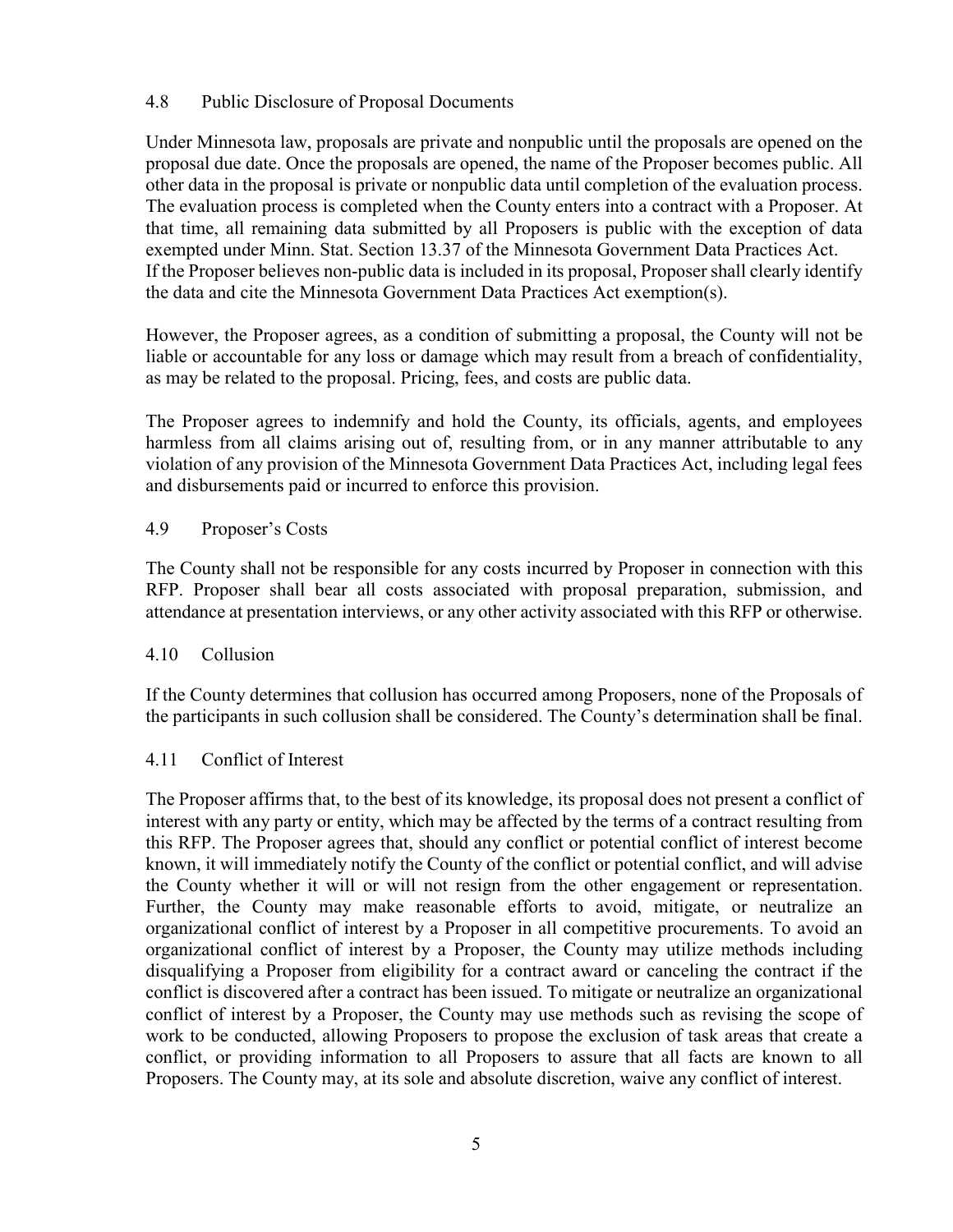### 4.8 Public Disclosure of Proposal Documents

Under Minnesota law, proposals are private and nonpublic until the proposals are opened on the proposal due date. Once the proposals are opened, the name of the Proposer becomes public. All other data in the proposal is private or nonpublic data until completion of the evaluation process. The evaluation process is completed when the County enters into a contract with a Proposer. At that time, all remaining data submitted by all Proposers is public with the exception of data exempted under Minn. Stat. Section 13.37 of the Minnesota Government Data Practices Act. If the Proposer believes non-public data is included in its proposal, Proposer shall clearly identify the data and cite the Minnesota Government Data Practices Act exemption(s).

However, the Proposer agrees, as a condition of submitting a proposal, the County will not be liable or accountable for any loss or damage which may result from a breach of confidentiality, as may be related to the proposal. Pricing, fees, and costs are public data.

The Proposer agrees to indemnify and hold the County, its officials, agents, and employees harmless from all claims arising out of, resulting from, or in any manner attributable to any violation of any provision of the Minnesota Government Data Practices Act, including legal fees and disbursements paid or incurred to enforce this provision.

### 4.9 Proposer's Costs

The County shall not be responsible for any costs incurred by Proposer in connection with this RFP. Proposer shall bear all costs associated with proposal preparation, submission, and attendance at presentation interviews, or any other activity associated with this RFP or otherwise.

### 4.10 Collusion

If the County determines that collusion has occurred among Proposers, none of the Proposals of the participants in such collusion shall be considered. The County's determination shall be final.

### 4.11 Conflict of Interest

The Proposer affirms that, to the best of its knowledge, its proposal does not present a conflict of interest with any party or entity, which may be affected by the terms of a contract resulting from this RFP. The Proposer agrees that, should any conflict or potential conflict of interest become known, it will immediately notify the County of the conflict or potential conflict, and will advise the County whether it will or will not resign from the other engagement or representation. Further, the County may make reasonable efforts to avoid, mitigate, or neutralize an organizational conflict of interest by a Proposer in all competitive procurements. To avoid an organizational conflict of interest by a Proposer, the County may utilize methods including disqualifying a Proposer from eligibility for a contract award or canceling the contract if the conflict is discovered after a contract has been issued. To mitigate or neutralize an organizational conflict of interest by a Proposer, the County may use methods such as revising the scope of work to be conducted, allowing Proposers to propose the exclusion of task areas that create a conflict, or providing information to all Proposers to assure that all facts are known to all Proposers. The County may, at its sole and absolute discretion, waive any conflict of interest.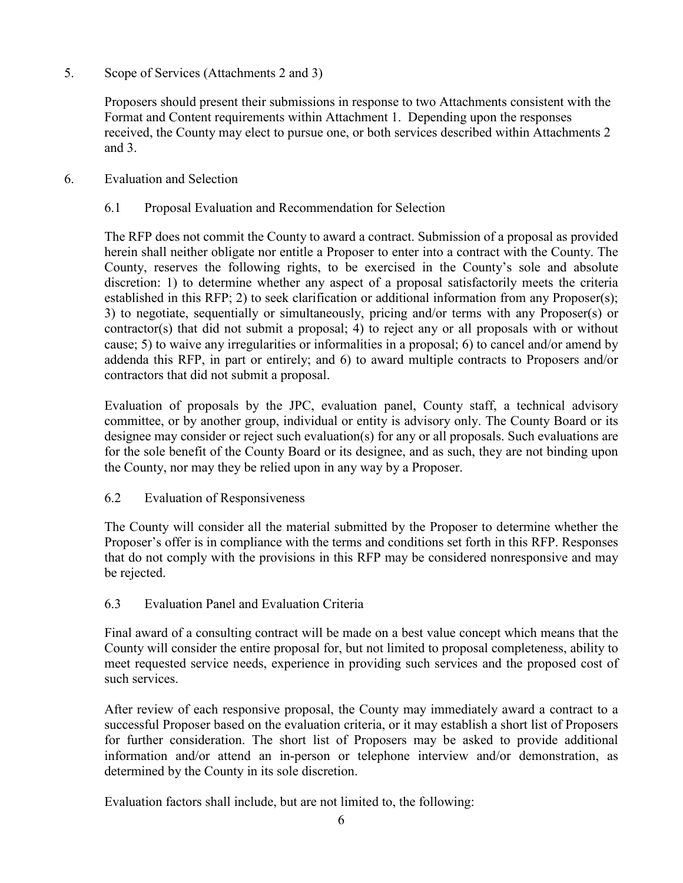## 5. Scope of Services (Attachments 2 and 3)

Proposers should present their submissions in response to two Attachments consistent with the Format and Content requirements within Attachment 1. Depending upon the responses received, the County may elect to pursue one, or both services described within Attachments 2 and 3.

## 6. Evaluation and Selection

### 6.1 Proposal Evaluation and Recommendation for Selection

The RFP does not commit the County to award a contract. Submission of a proposal as provided herein shall neither obligate nor entitle a Proposer to enter into a contract with the County. The County, reserves the following rights, to be exercised in the County's sole and absolute discretion: 1) to determine whether any aspect of a proposal satisfactorily meets the criteria established in this RFP; 2) to seek clarification or additional information from any Proposer(s); 3) to negotiate, sequentially or simultaneously, pricing and/or terms with any Proposer(s) or contractor(s) that did not submit a proposal; 4) to reject any or all proposals with or without cause; 5) to waive any irregularities or informalities in a proposal; 6) to cancel and/or amend by addenda this RFP, in part or entirely; and 6) to award multiple contracts to Proposers and/or contractors that did not submit a proposal.

Evaluation of proposals by the JPC, evaluation panel, County staff, a technical advisory committee, or by another group, individual or entity is advisory only. The County Board or its designee may consider or reject such evaluation(s) for any or all proposals. Such evaluations are for the sole benefit of the County Board or its designee, and as such, they are not binding upon the County, nor may they be relied upon in any way by a Proposer.

### 6.2 Evaluation of Responsiveness

The County will consider all the material submitted by the Proposer to determine whether the Proposer's offer is in compliance with the terms and conditions set forth in this RFP. Responses that do not comply with the provisions in this RFP may be considered nonresponsive and may be rejected.

### 6.3 Evaluation Panel and Evaluation Criteria

Final award of a consulting contract will be made on a best value concept which means that the County will consider the entire proposal for, but not limited to proposal completeness, ability to meet requested service needs, experience in providing such services and the proposed cost of such services.

After review of each responsive proposal, the County may immediately award a contract to a successful Proposer based on the evaluation criteria, or it may establish a short list of Proposers for further consideration. The short list of Proposers may be asked to provide additional information and/or attend an in-person or telephone interview and/or demonstration, as determined by the County in its sole discretion.

Evaluation factors shall include, but are not limited to, the following: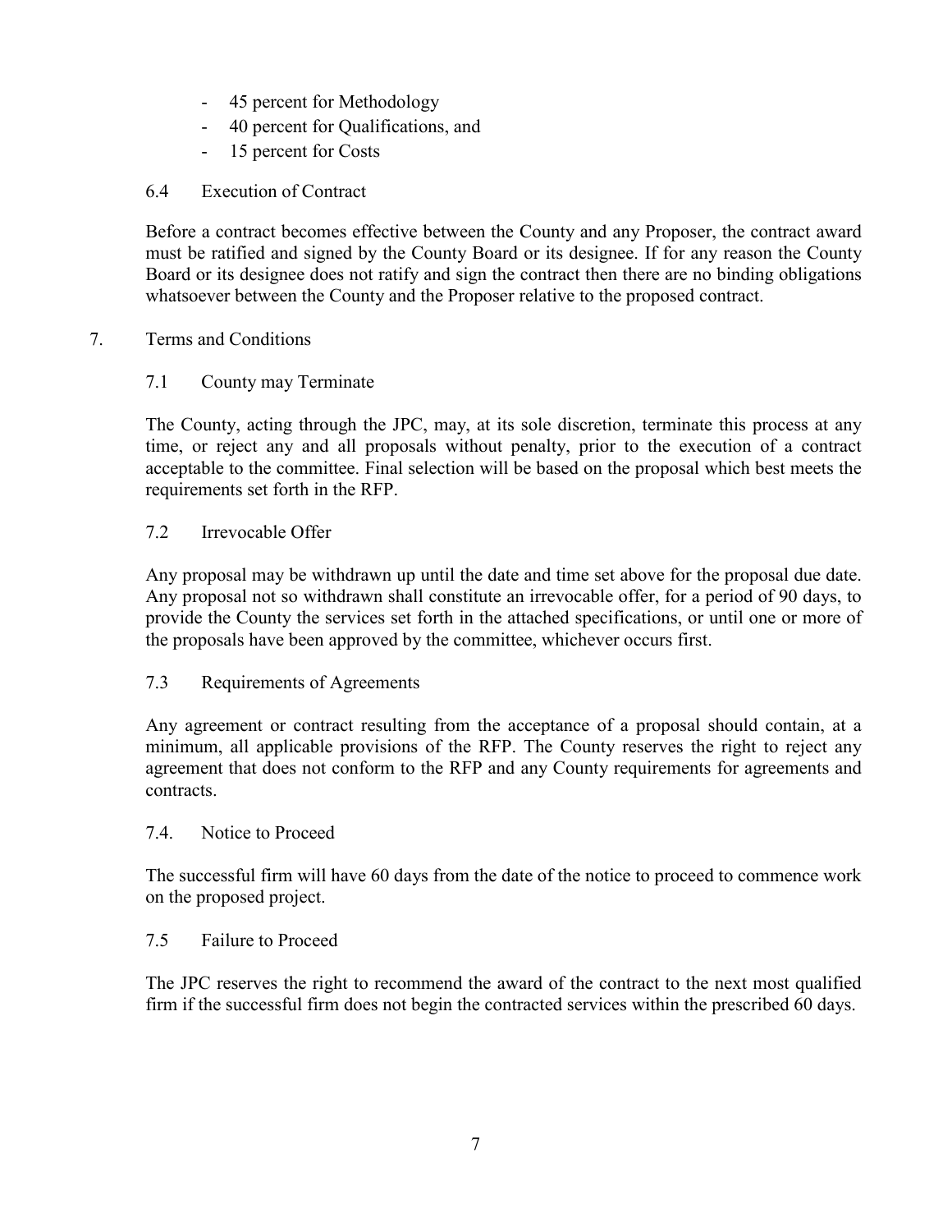- 45 percent for Methodology
- 40 percent for Qualifications, and
- 15 percent for Costs

### 6.4 Execution of Contract

Before a contract becomes effective between the County and any Proposer, the contract award must be ratified and signed by the County Board or its designee. If for any reason the County Board or its designee does not ratify and sign the contract then there are no binding obligations whatsoever between the County and the Proposer relative to the proposed contract.

## 7. Terms and Conditions

### 7.1 County may Terminate

The County, acting through the JPC, may, at its sole discretion, terminate this process at any time, or reject any and all proposals without penalty, prior to the execution of a contract acceptable to the committee. Final selection will be based on the proposal which best meets the requirements set forth in the RFP.

### 7.2 Irrevocable Offer

Any proposal may be withdrawn up until the date and time set above for the proposal due date. Any proposal not so withdrawn shall constitute an irrevocable offer, for a period of 90 days, to provide the County the services set forth in the attached specifications, or until one or more of the proposals have been approved by the committee, whichever occurs first.

### 7.3 Requirements of Agreements

Any agreement or contract resulting from the acceptance of a proposal should contain, at a minimum, all applicable provisions of the RFP. The County reserves the right to reject any agreement that does not conform to the RFP and any County requirements for agreements and contracts.

### 7.4. Notice to Proceed

The successful firm will have 60 days from the date of the notice to proceed to commence work on the proposed project.

### 7.5 Failure to Proceed

The JPC reserves the right to recommend the award of the contract to the next most qualified firm if the successful firm does not begin the contracted services within the prescribed 60 days.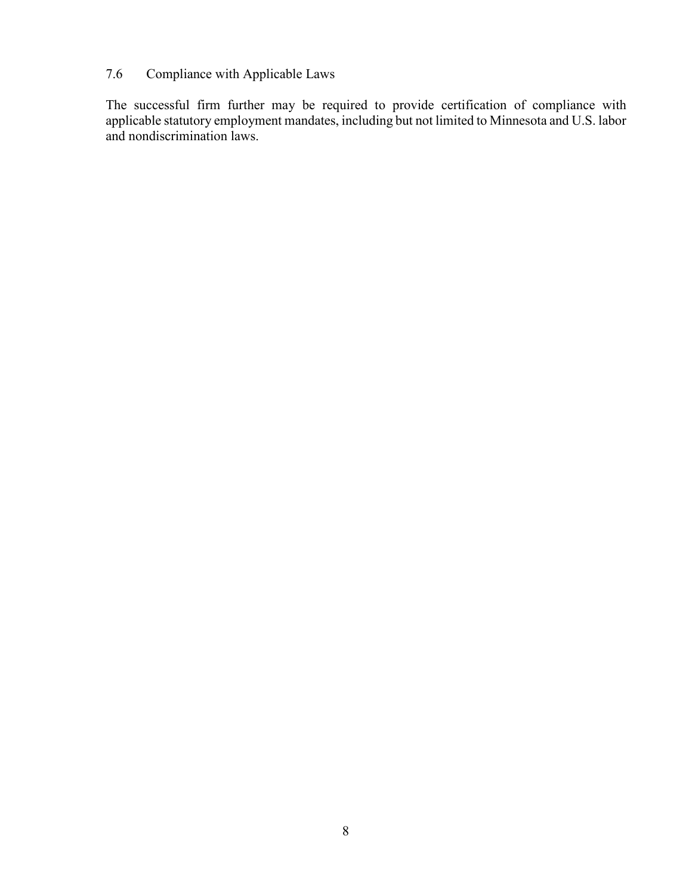### 7.6 Compliance with Applicable Laws

The successful firm further may be required to provide certification of compliance with applicable statutory employment mandates, including but not limited to Minnesota and U.S. labor and nondiscrimination laws.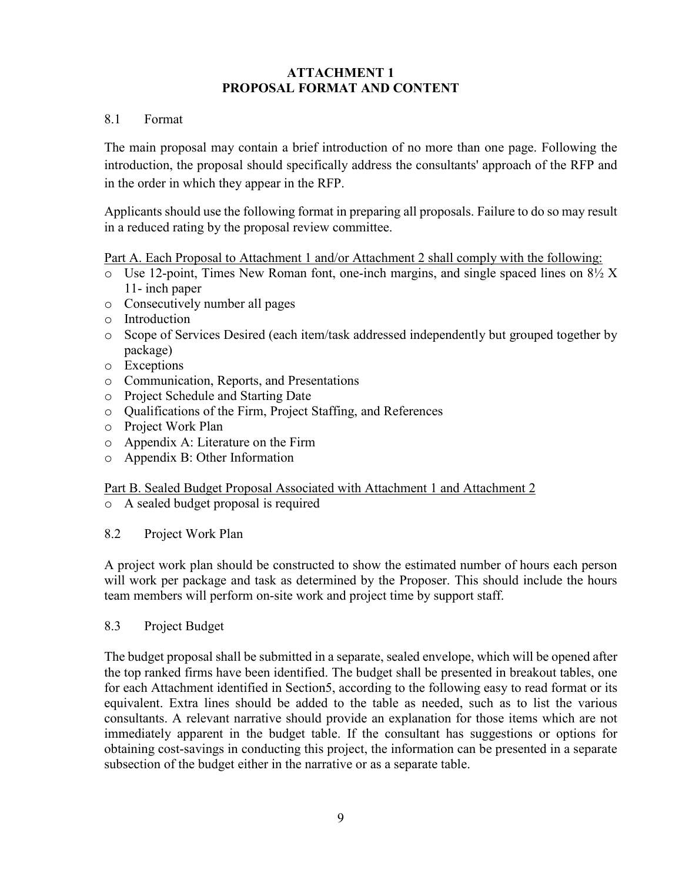## ATTACHMENT 1
## PROPOSAL FORMAT AND CONTENT

### 8.1 Format

The main proposal may contain a brief introduction of no more than one page. Following the introduction, the proposal should specifically address the consultants' approach of the RFP and in the order in which they appear in the RFP.

Applicants should use the following format in preparing all proposals. Failure to do so may result in a reduced rating by the proposal review committee.

<u>Part A. Each Proposal to Attachment 1 and/or Attachment 2 shall comply with the following:</u>

- Use 12-point, Times New Roman font, one-inch margins, and single spaced lines on 8½ X 11- inch paper
- Consecutively number all pages
- Introduction
- Scope of Services Desired (each item/task addressed independently but grouped together by package)
- Exceptions
- Communication, Reports, and Presentations
- Project Schedule and Starting Date
- Qualifications of the Firm, Project Staffing, and References
- Project Work Plan
- Appendix A: Literature on the Firm
- Appendix B: Other Information

<u>Part B. Sealed Budget Proposal Associated with Attachment 1 and Attachment 2</u>

- A sealed budget proposal is required

### 8.2 Project Work Plan

A project work plan should be constructed to show the estimated number of hours each person will work per package and task as determined by the Proposer. This should include the hours team members will perform on-site work and project time by support staff.

### 8.3 Project Budget

The budget proposal shall be submitted in a separate, sealed envelope, which will be opened after the top ranked firms have been identified. The budget shall be presented in breakout tables, one for each Attachment identified in Section5, according to the following easy to read format or its equivalent. Extra lines should be added to the table as needed, such as to list the various consultants. A relevant narrative should provide an explanation for those items which are not immediately apparent in the budget table. If the consultant has suggestions or options for obtaining cost-savings in conducting this project, the information can be presented in a separate subsection of the budget either in the narrative or as a separate table.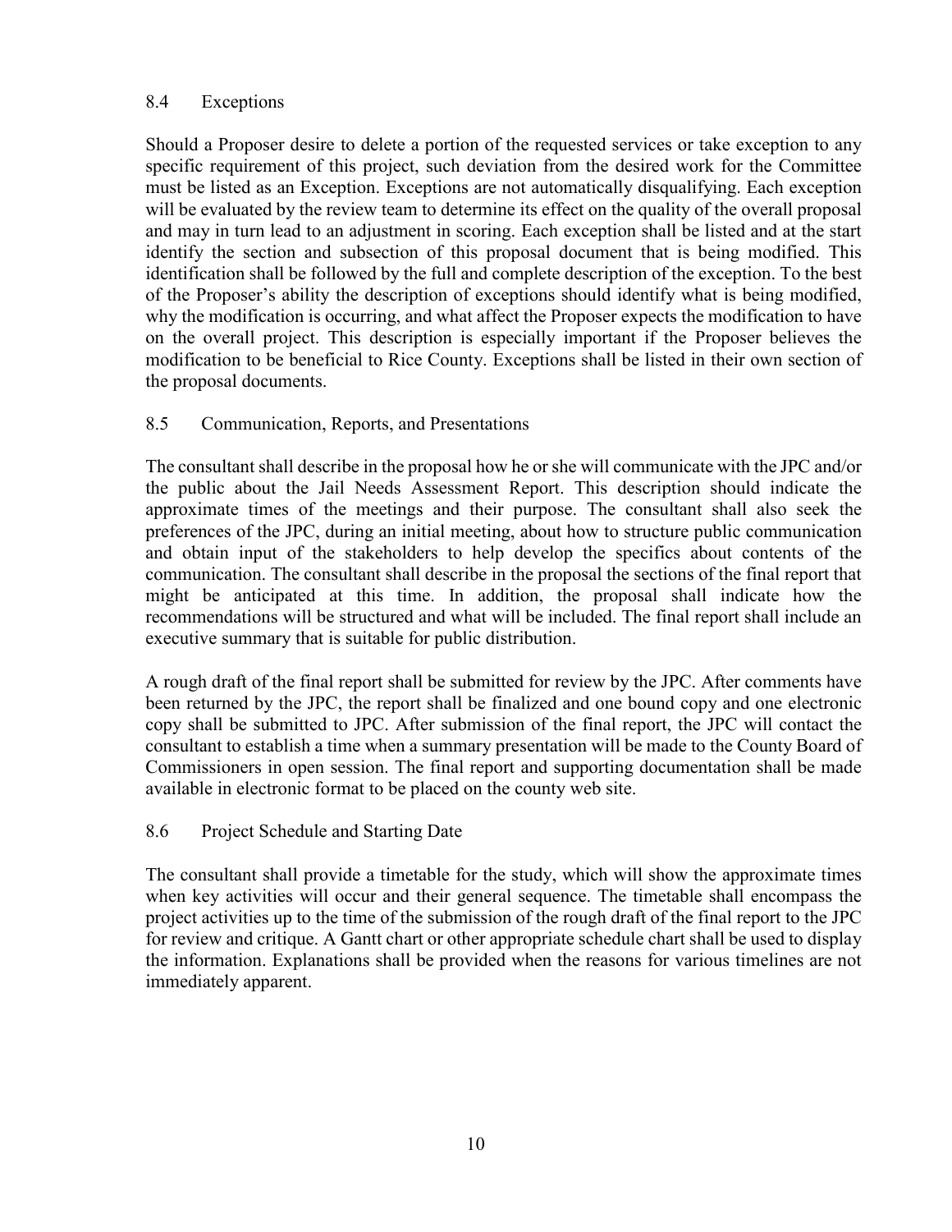## 8.4 Exceptions

Should a Proposer desire to delete a portion of the requested services or take exception to any specific requirement of this project, such deviation from the desired work for the Committee must be listed as an Exception. Exceptions are not automatically disqualifying. Each exception will be evaluated by the review team to determine its effect on the quality of the overall proposal and may in turn lead to an adjustment in scoring. Each exception shall be listed and at the start identify the section and subsection of this proposal document that is being modified. This identification shall be followed by the full and complete description of the exception. To the best of the Proposer's ability the description of exceptions should identify what is being modified, why the modification is occurring, and what affect the Proposer expects the modification to have on the overall project. This description is especially important if the Proposer believes the modification to be beneficial to Rice County. Exceptions shall be listed in their own section of the proposal documents.

## 8.5 Communication, Reports, and Presentations

The consultant shall describe in the proposal how he or she will communicate with the JPC and/or the public about the Jail Needs Assessment Report. This description should indicate the approximate times of the meetings and their purpose. The consultant shall also seek the preferences of the JPC, during an initial meeting, about how to structure public communication and obtain input of the stakeholders to help develop the specifics about contents of the communication. The consultant shall describe in the proposal the sections of the final report that might be anticipated at this time. In addition, the proposal shall indicate how the recommendations will be structured and what will be included. The final report shall include an executive summary that is suitable for public distribution.

A rough draft of the final report shall be submitted for review by the JPC. After comments have been returned by the JPC, the report shall be finalized and one bound copy and one electronic copy shall be submitted to JPC. After submission of the final report, the JPC will contact the consultant to establish a time when a summary presentation will be made to the County Board of Commissioners in open session. The final report and supporting documentation shall be made available in electronic format to be placed on the county web site.

## 8.6 Project Schedule and Starting Date

The consultant shall provide a timetable for the study, which will show the approximate times when key activities will occur and their general sequence. The timetable shall encompass the project activities up to the time of the submission of the rough draft of the final report to the JPC for review and critique. A Gantt chart or other appropriate schedule chart shall be used to display the information. Explanations shall be provided when the reasons for various timelines are not immediately apparent.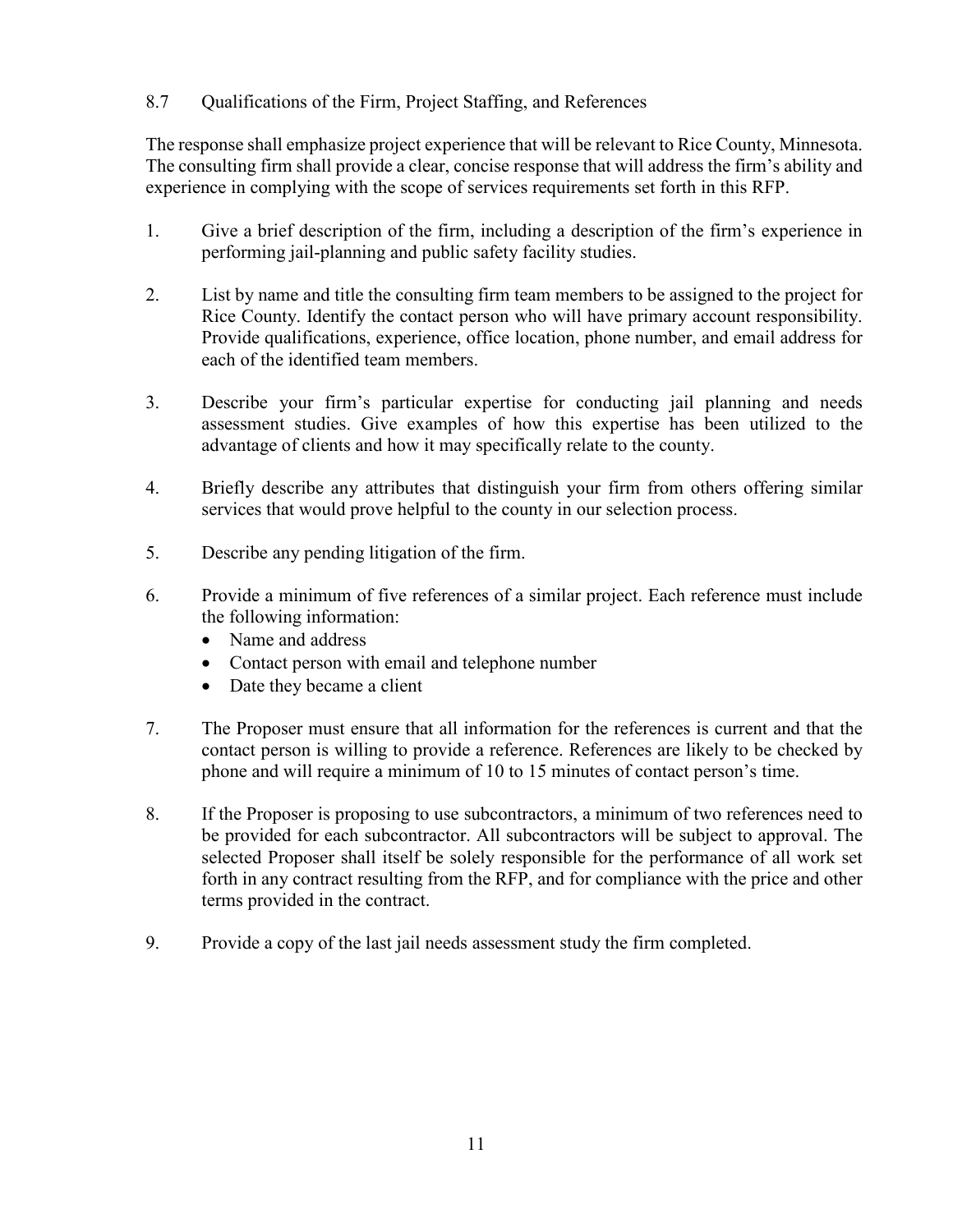## 8.7 Qualifications of the Firm, Project Staffing, and References

The response shall emphasize project experience that will be relevant to Rice County, Minnesota. The consulting firm shall provide a clear, concise response that will address the firm's ability and experience in complying with the scope of services requirements set forth in this RFP.

1. Give a brief description of the firm, including a description of the firm's experience in performing jail-planning and public safety facility studies.

2. List by name and title the consulting firm team members to be assigned to the project for Rice County. Identify the contact person who will have primary account responsibility. Provide qualifications, experience, office location, phone number, and email address for each of the identified team members.

3. Describe your firm's particular expertise for conducting jail planning and needs assessment studies. Give examples of how this expertise has been utilized to the advantage of clients and how it may specifically relate to the county.

4. Briefly describe any attributes that distinguish your firm from others offering similar services that would prove helpful to the county in our selection process.

5. Describe any pending litigation of the firm.

6. Provide a minimum of five references of a similar project. Each reference must include the following information:
   - Name and address
   - Contact person with email and telephone number
   - Date they became a client

7. The Proposer must ensure that all information for the references is current and that the contact person is willing to provide a reference. References are likely to be checked by phone and will require a minimum of 10 to 15 minutes of contact person's time.

8. If the Proposer is proposing to use subcontractors, a minimum of two references need to be provided for each subcontractor. All subcontractors will be subject to approval. The selected Proposer shall itself be solely responsible for the performance of all work set forth in any contract resulting from the RFP, and for compliance with the price and other terms provided in the contract.

9. Provide a copy of the last jail needs assessment study the firm completed.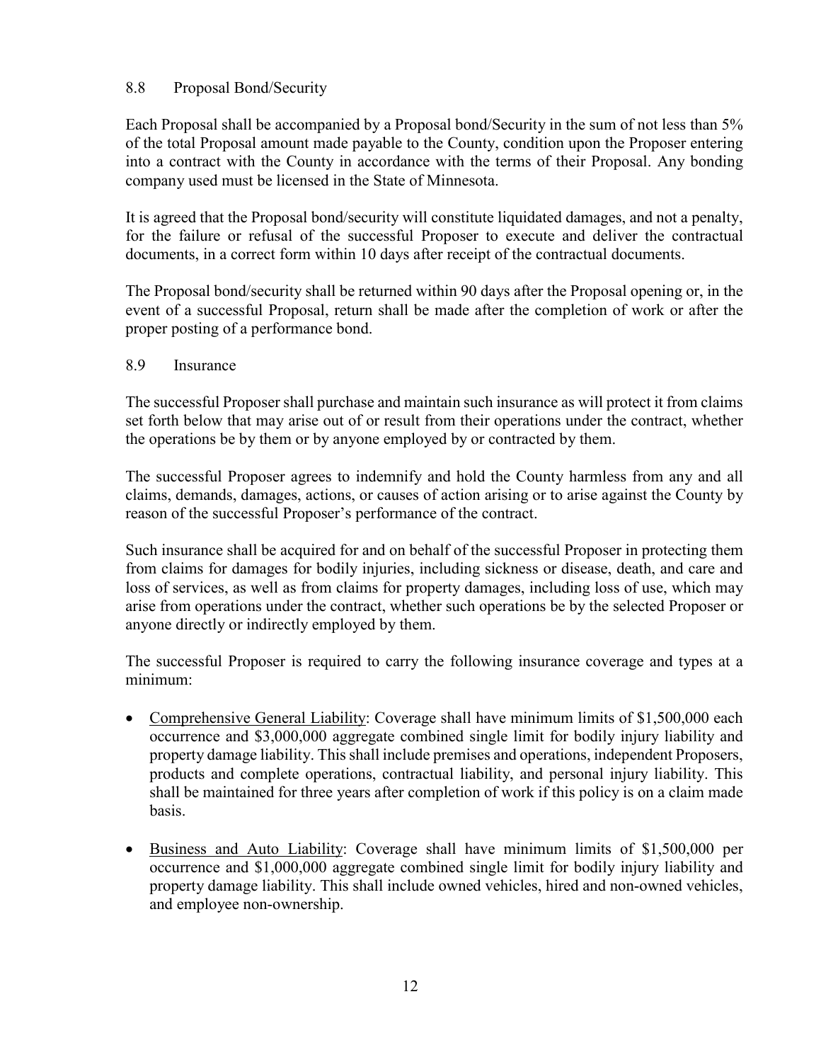### 8.8 Proposal Bond/Security

Each Proposal shall be accompanied by a Proposal bond/Security in the sum of not less than 5% of the total Proposal amount made payable to the County, condition upon the Proposer entering into a contract with the County in accordance with the terms of their Proposal. Any bonding company used must be licensed in the State of Minnesota.

It is agreed that the Proposal bond/security will constitute liquidated damages, and not a penalty, for the failure or refusal of the successful Proposer to execute and deliver the contractual documents, in a correct form within 10 days after receipt of the contractual documents.

The Proposal bond/security shall be returned within 90 days after the Proposal opening or, in the event of a successful Proposal, return shall be made after the completion of work or after the proper posting of a performance bond.

### 8.9 Insurance

The successful Proposer shall purchase and maintain such insurance as will protect it from claims set forth below that may arise out of or result from their operations under the contract, whether the operations be by them or by anyone employed by or contracted by them.

The successful Proposer agrees to indemnify and hold the County harmless from any and all claims, demands, damages, actions, or causes of action arising or to arise against the County by reason of the successful Proposer's performance of the contract.

Such insurance shall be acquired for and on behalf of the successful Proposer in protecting them from claims for damages for bodily injuries, including sickness or disease, death, and care and loss of services, as well as from claims for property damages, including loss of use, which may arise from operations under the contract, whether such operations be by the selected Proposer or anyone directly or indirectly employed by them.

The successful Proposer is required to carry the following insurance coverage and types at a minimum:

- Comprehensive General Liability: Coverage shall have minimum limits of $1,500,000 each occurrence and $3,000,000 aggregate combined single limit for bodily injury liability and property damage liability. This shall include premises and operations, independent Proposers, products and complete operations, contractual liability, and personal injury liability. This shall be maintained for three years after completion of work if this policy is on a claim made basis.
- Business and Auto Liability: Coverage shall have minimum limits of $1,500,000 per occurrence and $1,000,000 aggregate combined single limit for bodily injury liability and property damage liability. This shall include owned vehicles, hired and non-owned vehicles, and employee non-ownership.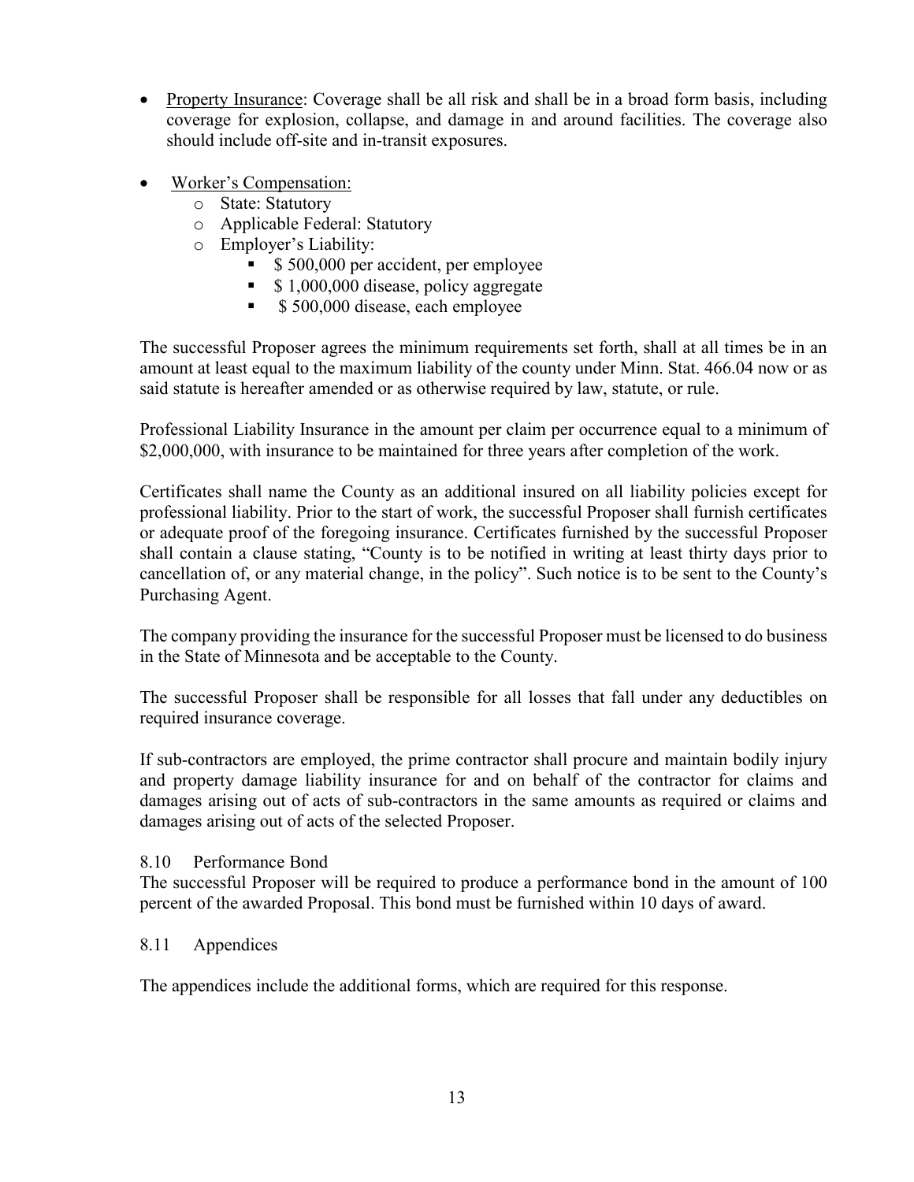- Property Insurance: Coverage shall be all risk and shall be in a broad form basis, including coverage for explosion, collapse, and damage in and around facilities. The coverage also should include off-site and in-transit exposures.

- Worker's Compensation:
  - State: Statutory
  - Applicable Federal: Statutory
  - Employer's Liability:
    - $ 500,000 per accident, per employee
    - $ 1,000,000 disease, policy aggregate
    - $ 500,000 disease, each employee

The successful Proposer agrees the minimum requirements set forth, shall at all times be in an amount at least equal to the maximum liability of the county under Minn. Stat. 466.04 now or as said statute is hereafter amended or as otherwise required by law, statute, or rule.

Professional Liability Insurance in the amount per claim per occurrence equal to a minimum of $2,000,000, with insurance to be maintained for three years after completion of the work.

Certificates shall name the County as an additional insured on all liability policies except for professional liability. Prior to the start of work, the successful Proposer shall furnish certificates or adequate proof of the foregoing insurance. Certificates furnished by the successful Proposer shall contain a clause stating, "County is to be notified in writing at least thirty days prior to cancellation of, or any material change, in the policy". Such notice is to be sent to the County's Purchasing Agent.

The company providing the insurance for the successful Proposer must be licensed to do business in the State of Minnesota and be acceptable to the County.

The successful Proposer shall be responsible for all losses that fall under any deductibles on required insurance coverage.

If sub-contractors are employed, the prime contractor shall procure and maintain bodily injury and property damage liability insurance for and on behalf of the contractor for claims and damages arising out of acts of sub-contractors in the same amounts as required or claims and damages arising out of acts of the selected Proposer.

### 8.10 Performance Bond

The successful Proposer will be required to produce a performance bond in the amount of 100 percent of the awarded Proposal. This bond must be furnished within 10 days of award.

### 8.11 Appendices

The appendices include the additional forms, which are required for this response.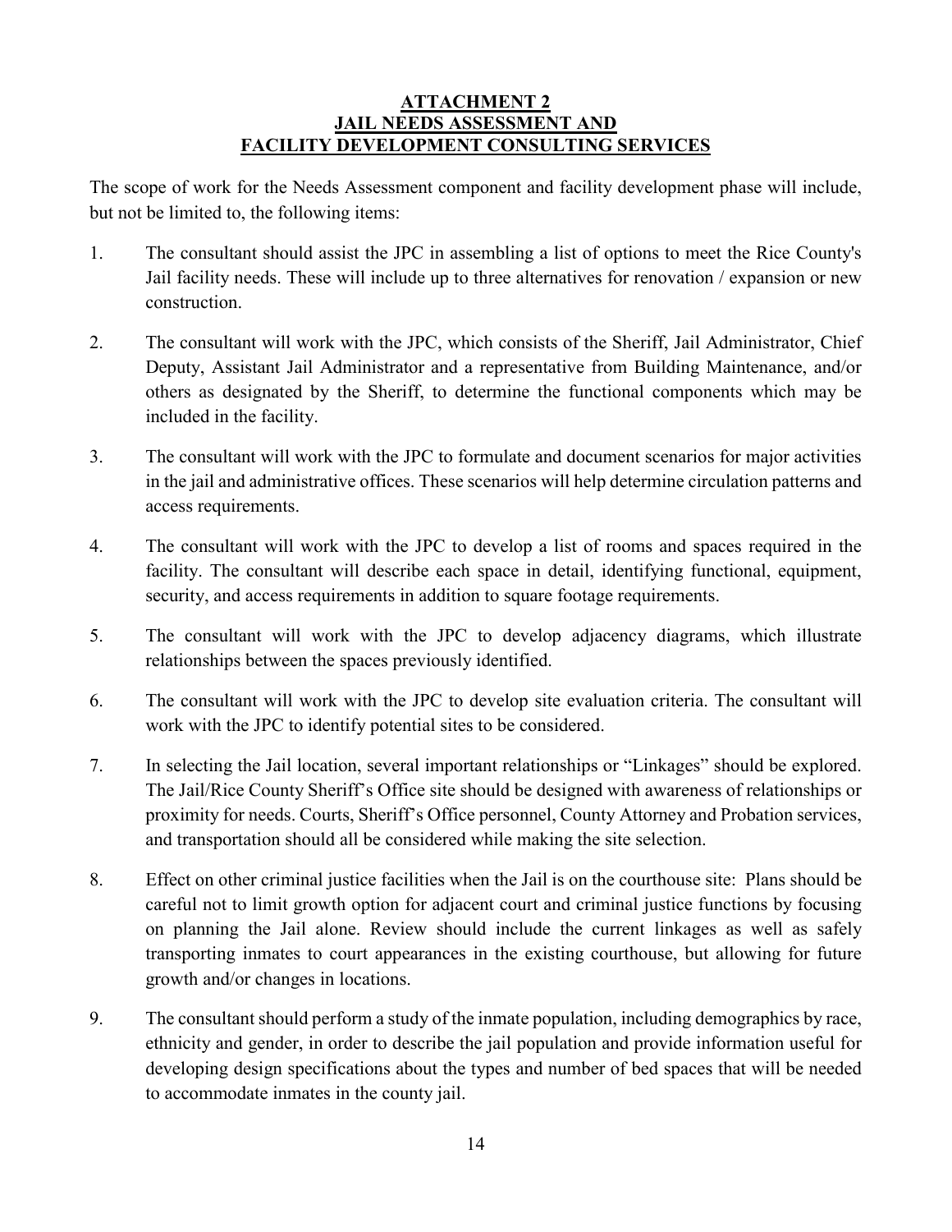# ATTACHMENT 2
# JAIL NEEDS ASSESSMENT AND
# FACILITY DEVELOPMENT CONSULTING SERVICES

The scope of work for the Needs Assessment component and facility development phase will include, but not be limited to, the following items:

1. The consultant should assist the JPC in assembling a list of options to meet the Rice County's Jail facility needs. These will include up to three alternatives for renovation / expansion or new construction.

2. The consultant will work with the JPC, which consists of the Sheriff, Jail Administrator, Chief Deputy, Assistant Jail Administrator and a representative from Building Maintenance, and/or others as designated by the Sheriff, to determine the functional components which may be included in the facility.

3. The consultant will work with the JPC to formulate and document scenarios for major activities in the jail and administrative offices. These scenarios will help determine circulation patterns and access requirements.

4. The consultant will work with the JPC to develop a list of rooms and spaces required in the facility. The consultant will describe each space in detail, identifying functional, equipment, security, and access requirements in addition to square footage requirements.

5. The consultant will work with the JPC to develop adjacency diagrams, which illustrate relationships between the spaces previously identified.

6. The consultant will work with the JPC to develop site evaluation criteria. The consultant will work with the JPC to identify potential sites to be considered.

7. In selecting the Jail location, several important relationships or "Linkages" should be explored. The Jail/Rice County Sheriff's Office site should be designed with awareness of relationships or proximity for needs. Courts, Sheriff's Office personnel, County Attorney and Probation services, and transportation should all be considered while making the site selection.

8. Effect on other criminal justice facilities when the Jail is on the courthouse site: Plans should be careful not to limit growth option for adjacent court and criminal justice functions by focusing on planning the Jail alone. Review should include the current linkages as well as safely transporting inmates to court appearances in the existing courthouse, but allowing for future growth and/or changes in locations.

9. The consultant should perform a study of the inmate population, including demographics by race, ethnicity and gender, in order to describe the jail population and provide information useful for developing design specifications about the types and number of bed spaces that will be needed to accommodate inmates in the county jail.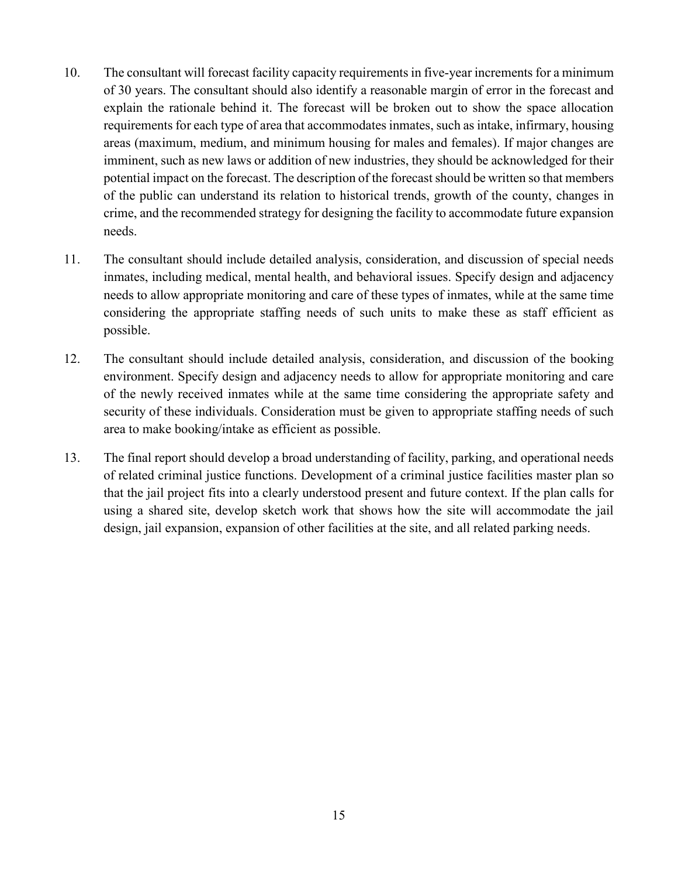10. The consultant will forecast facility capacity requirements in five-year increments for a minimum of 30 years. The consultant should also identify a reasonable margin of error in the forecast and explain the rationale behind it. The forecast will be broken out to show the space allocation requirements for each type of area that accommodates inmates, such as intake, infirmary, housing areas (maximum, medium, and minimum housing for males and females). If major changes are imminent, such as new laws or addition of new industries, they should be acknowledged for their potential impact on the forecast. The description of the forecast should be written so that members of the public can understand its relation to historical trends, growth of the county, changes in crime, and the recommended strategy for designing the facility to accommodate future expansion needs.

11. The consultant should include detailed analysis, consideration, and discussion of special needs inmates, including medical, mental health, and behavioral issues. Specify design and adjacency needs to allow appropriate monitoring and care of these types of inmates, while at the same time considering the appropriate staffing needs of such units to make these as staff efficient as possible.

12. The consultant should include detailed analysis, consideration, and discussion of the booking environment. Specify design and adjacency needs to allow for appropriate monitoring and care of the newly received inmates while at the same time considering the appropriate safety and security of these individuals. Consideration must be given to appropriate staffing needs of such area to make booking/intake as efficient as possible.

13. The final report should develop a broad understanding of facility, parking, and operational needs of related criminal justice functions. Development of a criminal justice facilities master plan so that the jail project fits into a clearly understood present and future context. If the plan calls for using a shared site, develop sketch work that shows how the site will accommodate the jail design, jail expansion, expansion of other facilities at the site, and all related parking needs.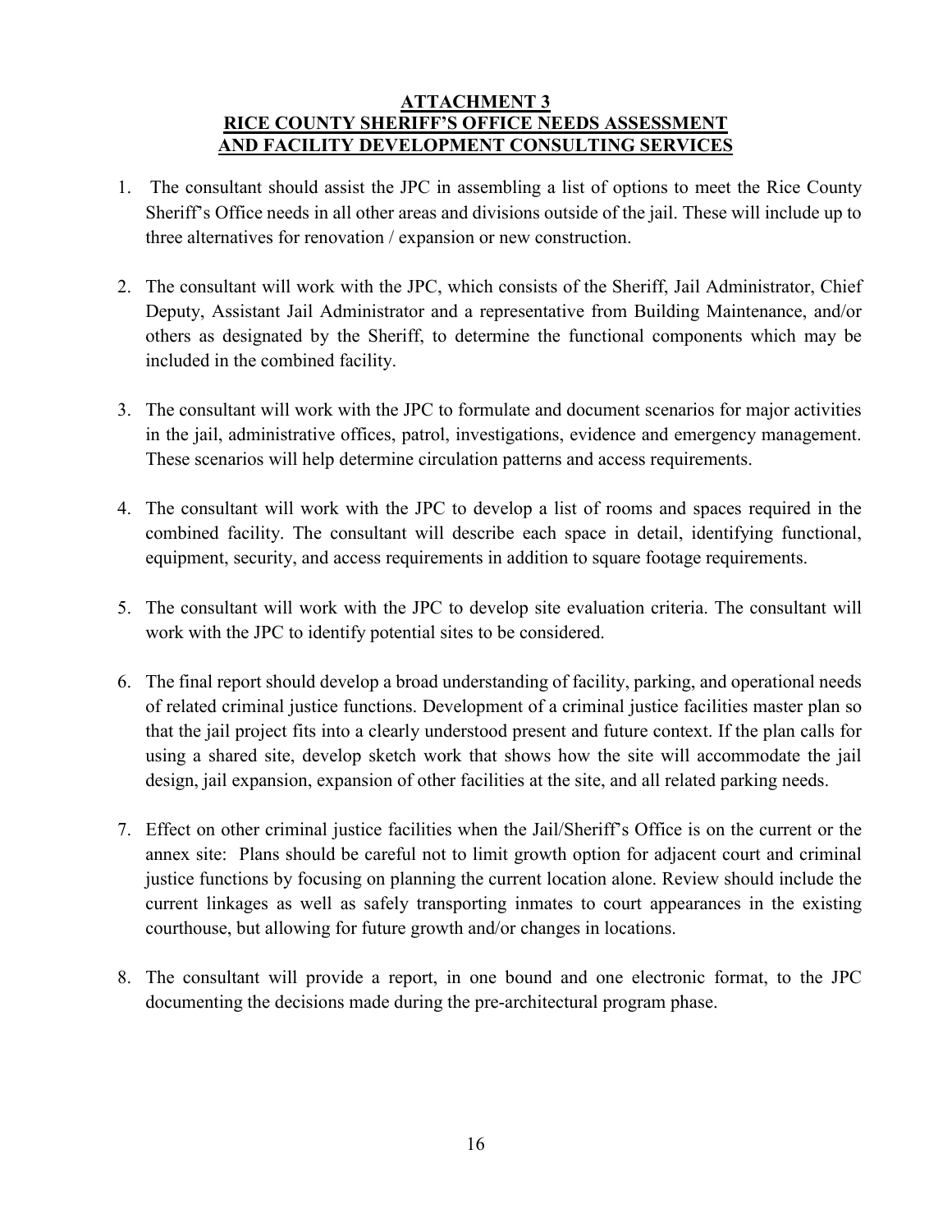## ATTACHMENT 3
## RICE COUNTY SHERIFF'S OFFICE NEEDS ASSESSMENT AND FACILITY DEVELOPMENT CONSULTING SERVICES

1. The consultant should assist the JPC in assembling a list of options to meet the Rice County Sheriff's Office needs in all other areas and divisions outside of the jail. These will include up to three alternatives for renovation / expansion or new construction.

2. The consultant will work with the JPC, which consists of the Sheriff, Jail Administrator, Chief Deputy, Assistant Jail Administrator and a representative from Building Maintenance, and/or others as designated by the Sheriff, to determine the functional components which may be included in the combined facility.

3. The consultant will work with the JPC to formulate and document scenarios for major activities in the jail, administrative offices, patrol, investigations, evidence and emergency management. These scenarios will help determine circulation patterns and access requirements.

4. The consultant will work with the JPC to develop a list of rooms and spaces required in the combined facility. The consultant will describe each space in detail, identifying functional, equipment, security, and access requirements in addition to square footage requirements.

5. The consultant will work with the JPC to develop site evaluation criteria. The consultant will work with the JPC to identify potential sites to be considered.

6. The final report should develop a broad understanding of facility, parking, and operational needs of related criminal justice functions. Development of a criminal justice facilities master plan so that the jail project fits into a clearly understood present and future context. If the plan calls for using a shared site, develop sketch work that shows how the site will accommodate the jail design, jail expansion, expansion of other facilities at the site, and all related parking needs.

7. Effect on other criminal justice facilities when the Jail/Sheriff's Office is on the current or the annex site: Plans should be careful not to limit growth option for adjacent court and criminal justice functions by focusing on planning the current location alone. Review should include the current linkages as well as safely transporting inmates to court appearances in the existing courthouse, but allowing for future growth and/or changes in locations.

8. The consultant will provide a report, in one bound and one electronic format, to the JPC documenting the decisions made during the pre-architectural program phase.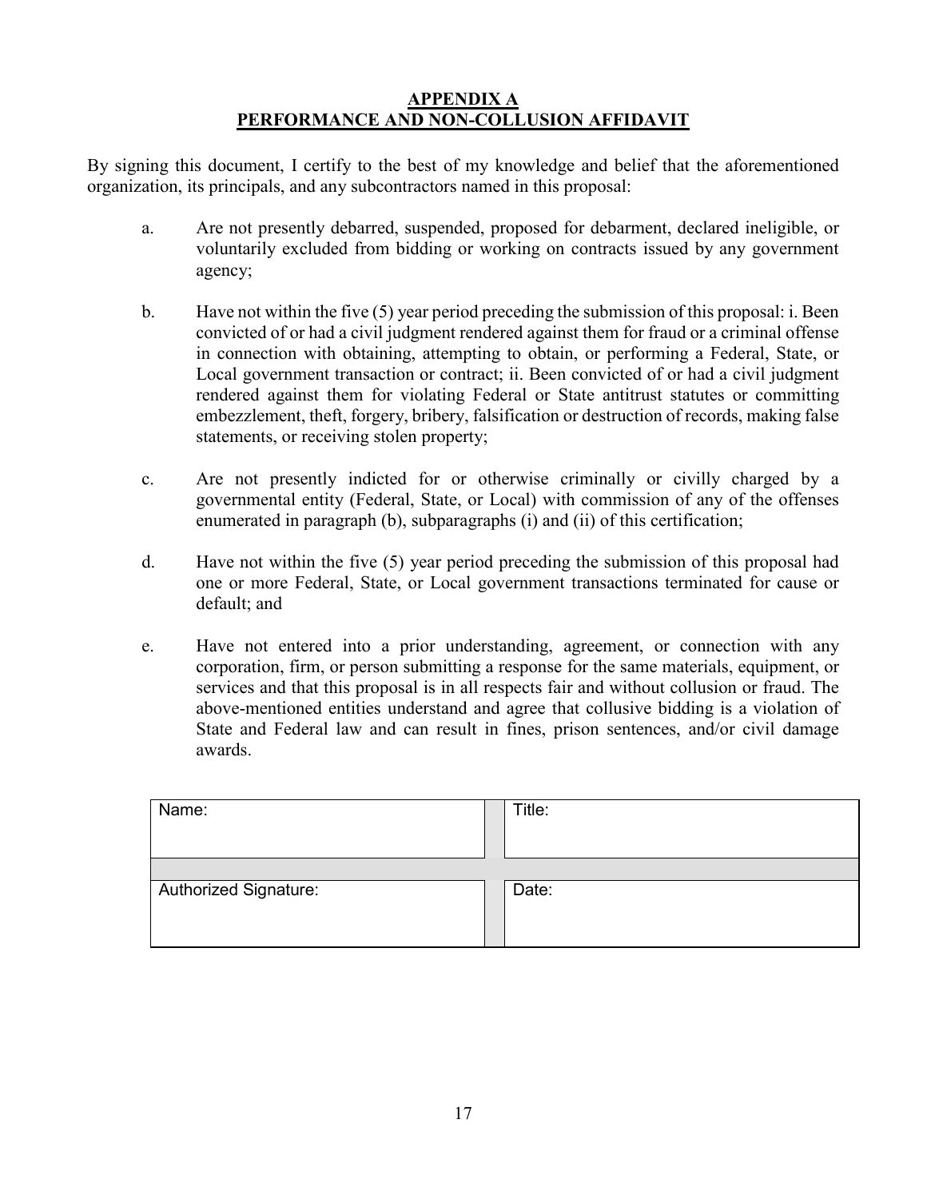## APPENDIX A
## PERFORMANCE AND NON-COLLUSION AFFIDAVIT

By signing this document, I certify to the best of my knowledge and belief that the aforementioned organization, its principals, and any subcontractors named in this proposal:

a. Are not presently debarred, suspended, proposed for debarment, declared ineligible, or voluntarily excluded from bidding or working on contracts issued by any government agency;

b. Have not within the five (5) year period preceding the submission of this proposal: i. Been convicted of or had a civil judgment rendered against them for fraud or a criminal offense in connection with obtaining, attempting to obtain, or performing a Federal, State, or Local government transaction or contract; ii. Been convicted of or had a civil judgment rendered against them for violating Federal or State antitrust statutes or committing embezzlement, theft, forgery, bribery, falsification or destruction of records, making false statements, or receiving stolen property;

c. Are not presently indicted for or otherwise criminally or civilly charged by a governmental entity (Federal, State, or Local) with commission of any of the offenses enumerated in paragraph (b), subparagraphs (i) and (ii) of this certification;

d. Have not within the five (5) year period preceding the submission of this proposal had one or more Federal, State, or Local government transactions terminated for cause or default; and

e. Have not entered into a prior understanding, agreement, or connection with any corporation, firm, or person submitting a response for the same materials, equipment, or services and that this proposal is in all respects fair and without collusion or fraud. The above-mentioned entities understand and agree that collusive bidding is a violation of State and Federal law and can result in fines, prison sentences, and/or civil damage awards.

| | | |
|---|---|---|
| Name: | | Title: |
| | | |
| Authorized Signature: | | Date: |